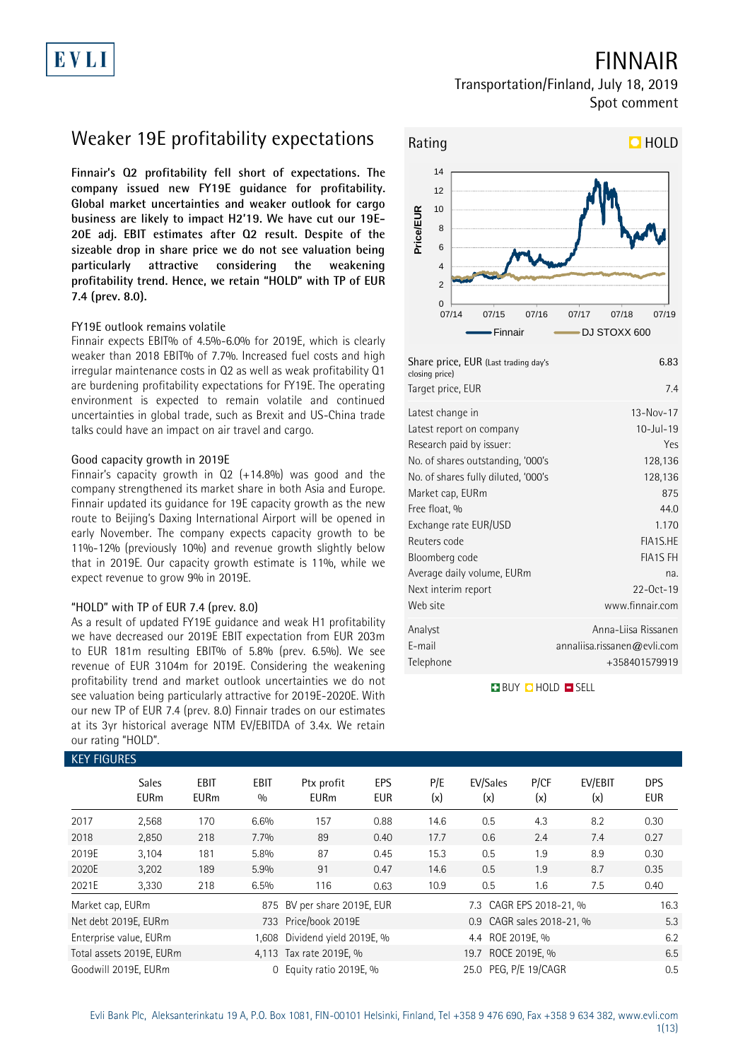# FINNAIR

Transportation/Finland, July 18, 2019
Spot comment

## Weaker 19E profitability expectations

**Finnair's Q2 profitability fell short of expectations. The company issued new FY19E guidance for profitability. Global market uncertainties and weaker outlook for cargo business are likely to impact H2'19. We have cut our 19E-20E adj. EBIT estimates after Q2 result. Despite of the sizeable drop in share price we do not see valuation being particularly attractive considering the weakening profitability trend. Hence, we retain "HOLD" with TP of EUR 7.4 (prev. 8.0).**

### FY19E outlook remains volatile

Finnair expects EBIT% of 4.5%-6.0% for 2019E, which is clearly weaker than 2018 EBIT% of 7.7%. Increased fuel costs and high irregular maintenance costs in Q2 as well as weak profitability Q1 are burdening profitability expectations for FY19E. The operating environment is expected to remain volatile and continued uncertainties in global trade, such as Brexit and US-China trade talks could have an impact on air travel and cargo.

### Good capacity growth in 2019E

Finnair's capacity growth in Q2 (+14.8%) was good and the company strengthened its market share in both Asia and Europe. Finnair updated its guidance for 19E capacity growth as the new route to Beijing's Daxing International Airport will be opened in early November. The company expects capacity growth to be 11%-12% (previously 10%) and revenue growth slightly below that in 2019E. Our capacity growth estimate is 11%, while we expect revenue to grow 9% in 2019E.

### "HOLD" with TP of EUR 7.4 (prev. 8.0)

As a result of updated FY19E guidance and weak H1 profitability we have decreased our 2019E EBIT expectation from EUR 203m to EUR 181m resulting EBIT% of 5.8% (prev. 6.5%). We see revenue of EUR 3104m for 2019E. Considering the weakening profitability trend and market outlook uncertainties we do not see valuation being particularly attractive for 2019E-2020E. With our new TP of EUR 7.4 (prev. 8.0) Finnair trades on our estimates at its 3yr historical average NTM EV/EBITDA of 3.4x. We retain our rating "HOLD".

**Rating: HOLD**

| | |
|---|---|
| Share price, EUR (Last trading day's closing price) | 6.83 |
| Target price, EUR | 7.4 |
| Latest change in | 13-Nov-17 |
| Latest report on company | 10-Jul-19 |
| Research paid by issuer: | Yes |
| No. of shares outstanding, '000's | 128,136 |
| No. of shares fully diluted, '000's | 128,136 |
| Market cap, EURm | 875 |
| Free float, % | 44.0 |
| Exchange rate EUR/USD | 1.170 |
| Reuters code | FIA1S.HE |
| Bloomberg code | FIA1S FH |
| Average daily volume, EURm | na. |
| Next interim report | 22-Oct-19 |
| Web site | www.finnair.com |
| Analyst | Anna-Liisa Rissanen |
| E-mail | annaliisa.rissanen@evli.com |
| Telephone | +358401579919 |

### KEY FIGURES

| | Sales EURm | EBIT EURm | EBIT % | Ptx profit EURm | EPS EUR | P/E (x) | EV/Sales (x) | P/CF (x) | EV/EBIT (x) | DPS EUR |
|---|---|---|---|---|---|---|---|---|---|---|
| 2017 | 2,568 | 170 | 6.6% | 157 | 0.88 | 14.6 | 0.5 | 4.3 | 8.2 | 0.30 |
| 2018 | 2,850 | 218 | 7.7% | 89 | 0.40 | 17.7 | 0.6 | 2.4 | 7.4 | 0.27 |
| 2019E | 3,104 | 181 | 5.8% | 87 | 0.45 | 15.3 | 0.5 | 1.9 | 8.9 | 0.30 |
| 2020E | 3,202 | 189 | 5.9% | 91 | 0.47 | 14.6 | 0.5 | 1.9 | 8.7 | 0.35 |
| 2021E | 3,330 | 218 | 6.5% | 116 | 0.63 | 10.9 | 0.5 | 1.6 | 7.5 | 0.40 |

| | | | | | |
|---|---|---|---|---|---|
| Market cap, EURm | 875 | BV per share 2019E, EUR | 7.3 | CAGR EPS 2018-21, % | 16.3 |
| Net debt 2019E, EURm | 733 | Price/book 2019E | 0.9 | CAGR sales 2018-21, % | 5.3 |
| Enterprise value, EURm | 1,608 | Dividend yield 2019E, % | 4.4 | ROE 2019E, % | 6.2 |
| Total assets 2019E, EURm | 4,113 | Tax rate 2019E, % | 19.7 | ROCE 2019E, % | 6.5 |
| Goodwill 2019E, EURm | 0 | Equity ratio 2019E, % | 25.0 | PEG, P/E 19/CAGR | 0.5 |

Evli Bank Plc, Aleksanterinkatu 19 A, P.O. Box 1081, FIN-00101 Helsinki, Finland, Tel +358 9 476 690, Fax +358 9 634 382, www.evli.com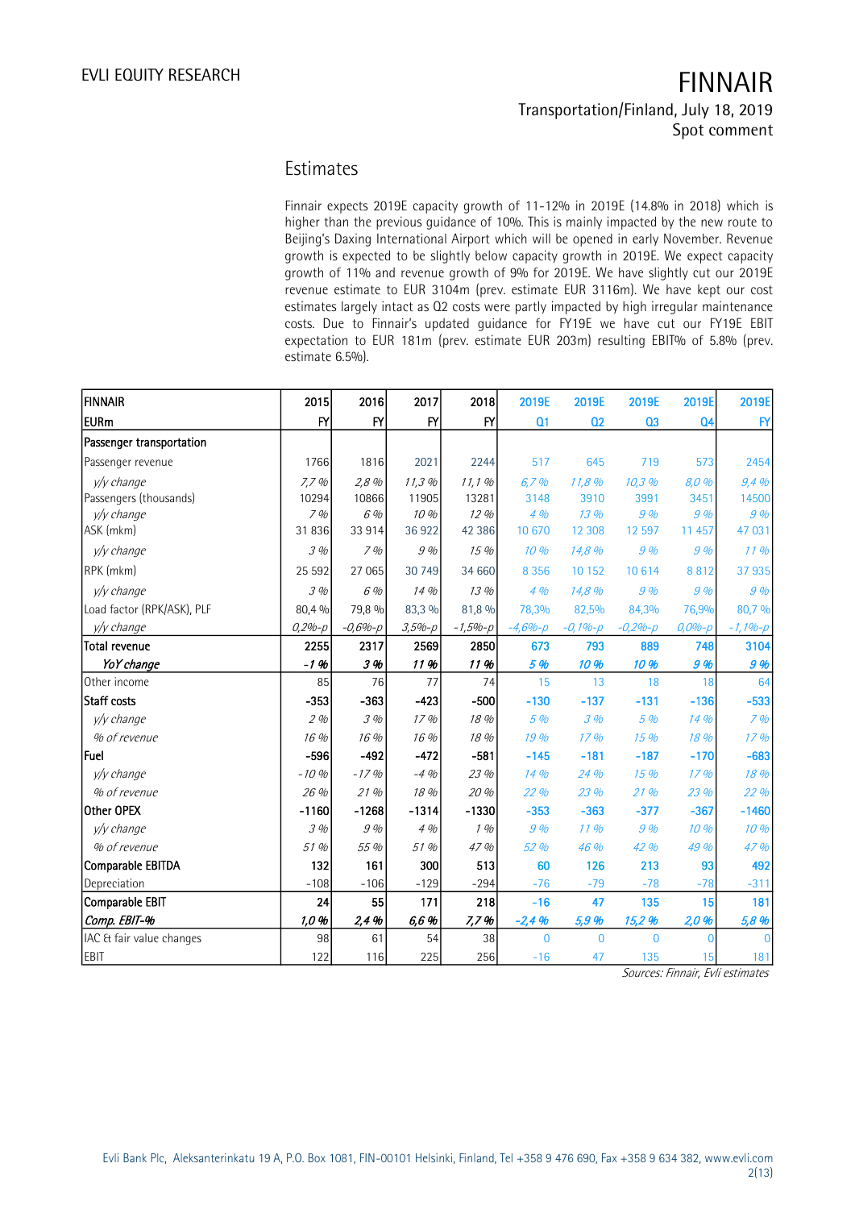## Estimates

Finnair expects 2019E capacity growth of 11-12% in 2019E (14.8% in 2018) which is higher than the previous guidance of 10%. This is mainly impacted by the new route to Beijing's Daxing International Airport which will be opened in early November. Revenue growth is expected to be slightly below capacity growth in 2019E. We expect capacity growth of 11% and revenue growth of 9% for 2019E. We have slightly cut our 2019E revenue estimate to EUR 3104m (prev. estimate EUR 3116m). We have kept our cost estimates largely intact as Q2 costs were partly impacted by high irregular maintenance costs. Due to Finnair's updated guidance for FY19E we have cut our FY19E EBIT expectation to EUR 181m (prev. estimate EUR 203m) resulting EBIT% of 5.8% (prev. estimate 6.5%).

| FINNAIR | 2015 | 2016 | 2017 | 2018 | 2019E | 2019E | 2019E | 2019E | 2019E |
|---|---|---|---|---|---|---|---|---|---|
| EURm | FY | FY | FY | FY | Q1 | Q2 | Q3 | Q4 | FY |
| **Passenger transportation** | | | | | | | | | |
| Passenger revenue | 1766 | 1816 | 2021 | 2244 | 517 | 645 | 719 | 573 | 2454 |
| *y/y change* | *7,7 %* | *2,8 %* | *11,3 %* | *11,1 %* | *6,7 %* | *11,8 %* | *10,3 %* | *8,0 %* | *9,4 %* |
| Passengers (thousands) | 10294 | 10866 | 11905 | 13281 | 3148 | 3910 | 3991 | 3451 | 14500 |
| *y/y change* | *7 %* | *6 %* | *10 %* | *12 %* | *4 %* | *13 %* | *9 %* | *9 %* | *9 %* |
| ASK (mkm) | 31 836 | 33 914 | 36 922 | 42 386 | 10 670 | 12 308 | 12 597 | 11 457 | 47 031 |
| *y/y change* | *3 %* | *7 %* | *9 %* | *15 %* | *10 %* | *14,8 %* | *9 %* | *9 %* | *11 %* |
| RPK (mkm) | 25 592 | 27 065 | 30 749 | 34 660 | 8 356 | 10 152 | 10 614 | 8 812 | 37 935 |
| *y/y change* | *3 %* | *6 %* | *14 %* | *13 %* | *4 %* | *14,8 %* | *9 %* | *9 %* | *9 %* |
| Load factor (RPK/ASK), PLF | 80,4 % | 79,8 % | 83,3 % | 81,8 % | 78,3% | 82,5% | 84,3% | 76,9% | 80,7 % |
| *y/y change* | *0,2%-p* | *-0,6%-p* | *3,5%-p* | *-1,5%-p* | *-4,6%-p* | *-0,1%-p* | *-0,2%-p* | *0,0%-p* | *-1,1%-p* |
| **Total revenue** | **2255** | **2317** | **2569** | **2850** | **673** | **793** | **889** | **748** | **3104** |
| ***YoY change*** | ***-1 %*** | ***3 %*** | ***11 %*** | ***11 %*** | ***5 %*** | ***10 %*** | ***10 %*** | ***9 %*** | ***9 %*** |
| Other income | 85 | 76 | 77 | 74 | 15 | 13 | 18 | 18 | 64 |
| **Staff costs** | **-353** | **-363** | **-423** | **-500** | **-130** | **-137** | **-131** | **-136** | **-533** |
| *y/y change* | *2 %* | *3 %* | *17 %* | *18 %* | *5 %* | *3 %* | *5 %* | *14 %* | *7 %* |
| *% of revenue* | *16 %* | *16 %* | *16 %* | *18 %* | *19 %* | *17 %* | *15 %* | *18 %* | *17 %* |
| **Fuel** | **-596** | **-492** | **-472** | **-581** | **-145** | **-181** | **-187** | **-170** | **-683** |
| *y/y change* | *-10 %* | *-17 %* | *-4 %* | *23 %* | *14 %* | *24 %* | *15 %* | *17 %* | *18 %* |
| *% of revenue* | *26 %* | *21 %* | *18 %* | *20 %* | *22 %* | *23 %* | *21 %* | *23 %* | *22 %* |
| **Other OPEX** | **-1160** | **-1268** | **-1314** | **-1330** | **-353** | **-363** | **-377** | **-367** | **-1460** |
| *y/y change* | *3 %* | *9 %* | *4 %* | *1 %* | *9 %* | *11 %* | *9 %* | *10 %* | *10 %* |
| *% of revenue* | *51 %* | *55 %* | *51 %* | *47 %* | *52 %* | *46 %* | *42 %* | *49 %* | *47 %* |
| **Comparable EBITDA** | **132** | **161** | **300** | **513** | **60** | **126** | **213** | **93** | **492** |
| Depreciation | -108 | -106 | -129 | -294 | -76 | -79 | -78 | -78 | -311 |
| **Comparable EBIT** | **24** | **55** | **171** | **218** | **-16** | **47** | **135** | **15** | **181** |
| ***Comp. EBIT-%*** | ***1,0 %*** | ***2,4 %*** | ***6,6 %*** | ***7,7 %*** | ***-2,4 %*** | ***5,9 %*** | ***15,2 %*** | ***2,0 %*** | ***5,8 %*** |
| IAC & fair value changes | 98 | 61 | 54 | 38 | 0 | 0 | 0 | 0 | 0 |
| EBIT | 122 | 116 | 225 | 256 | -16 | 47 | 135 | 15 | 181 |

*Sources: Finnair, Evli estimates*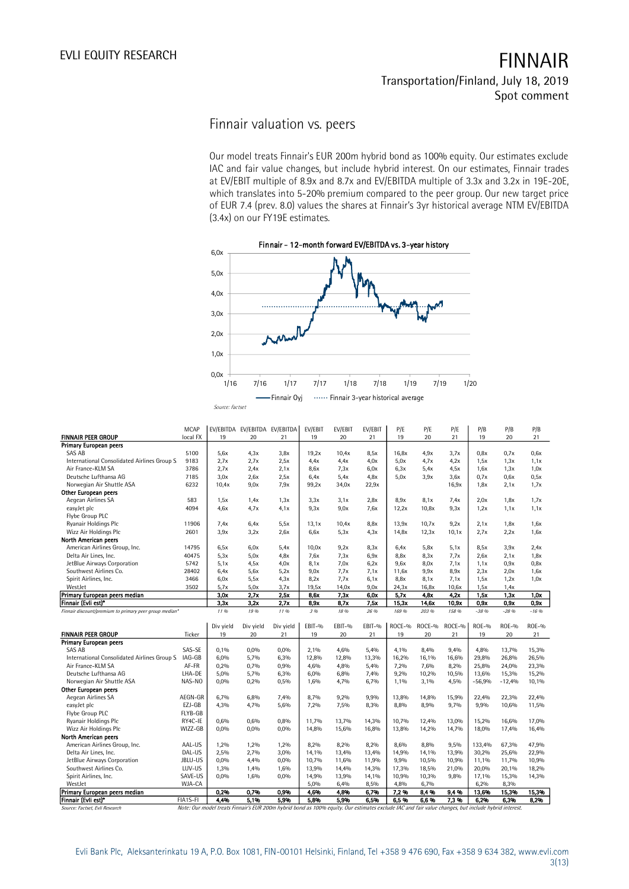## Finnair valuation vs. peers

Our model treats Finnair's EUR 200m hybrid bond as 100% equity. Our estimates exclude IAC and fair value changes, but include hybrid interest. On our estimates, Finnair trades at EV/EBIT multiple of 8.9x and 8.7x and EV/EBITDA multiple of 3.3x and 3.2x in 19E-20E, which translates into 5-20% premium compared to the peer group. Our new target price of EUR 7.4 (prev. 8.0) values the shares at Finnair's 3yr historical average NTM EV/EBITDA (3.4x) on our FY19E estimates.

**Finnair - 12-month forward EV/EBITDA vs. 3-year history**

Legend: Finnair Oyj; Finnair 3-year historical average

Source: Factset

| FINNAIR PEER GROUP | MCAP local FX | EV/EBITDA 19 | EV/EBITDA 20 | EV/EBITDA 21 | EV/EBIT 19 | EV/EBIT 20 | EV/EBIT 21 | P/E 19 | P/E 20 | P/E 21 | P/B 19 | P/B 20 | P/B 21 |
|---|---|---|---|---|---|---|---|---|---|---|---|---|---|
| **Primary European peers** | | | | | | | | | | | | | |
| SAS AB | 5100 | 5,6x | 4,3x | 3,8x | 19,2x | 10,4x | 8,5x | 16,8x | 4,9x | 3,7x | 0,8x | 0,7x | 0,6x |
| International Consolidated Airlines Group S | 9183 | 2,7x | 2,7x | 2,5x | 4,4x | 4,4x | 4,0x | 5,0x | 4,7x | 4,2x | 1,5x | 1,3x | 1,1x |
| Air France-KLM SA | 3786 | 2,7x | 2,4x | 2,1x | 8,6x | 7,3x | 6,0x | 6,3x | 5,4x | 4,5x | 1,6x | 1,3x | 1,0x |
| Deutsche Lufthansa AG | 7185 | 3,0x | 2,6x | 2,5x | 6,4x | 5,4x | 4,8x | 5,0x | 3,9x | 3,6x | 0,7x | 0,6x | 0,5x |
| Norwegian Air Shuttle ASA | 6232 | 10,4x | 9,0x | 7,9x | 99,2x | 34,0x | 22,9x | | | 16,9x | 1,8x | 2,1x | 1,7x |
| **Other European peers** | | | | | | | | | | | | | |
| Aegean Airlines SA | 583 | 1,5x | 1,4x | 1,3x | 3,3x | 3,1x | 2,8x | 8,9x | 8,1x | 7,4x | 2,0x | 1,8x | 1,7x |
| easyJet plc | 4094 | 4,6x | 4,7x | 4,1x | 9,3x | 9,0x | 7,6x | 12,2x | 10,8x | 9,3x | 1,2x | 1,1x | 1,1x |
| Flybe Group PLC | | | | | | | | | | | | | |
| Ryanair Holdings Plc | 11906 | 7,4x | 6,4x | 5,5x | 13,1x | 10,4x | 8,8x | 13,9x | 10,7x | 9,2x | 2,1x | 1,8x | 1,6x |
| Wizz Air Holdings Plc | 2601 | 3,9x | 3,2x | 2,6x | 6,6x | 5,3x | 4,3x | 14,8x | 12,3x | 10,1x | 2,7x | 2,2x | 1,6x |
| **North American peers** | | | | | | | | | | | | | |
| American Airlines Group, Inc. | 14795 | 6,5x | 6,0x | 5,4x | 10,0x | 9,2x | 8,3x | 6,4x | 5,8x | 5,1x | 8,5x | 3,9x | 2,4x |
| Delta Air Lines, Inc. | 40475 | 5,3x | 5,0x | 4,8x | 7,6x | 7,3x | 6,9x | 8,8x | 8,3x | 7,7x | 2,6x | 2,1x | 1,8x |
| JetBlue Airways Corporation | 5742 | 5,1x | 4,5x | 4,0x | 8,1x | 7,0x | 6,2x | 9,6x | 8,0x | 7,1x | 1,1x | 0,9x | 0,8x |
| Southwest Airlines Co. | 28402 | 6,4x | 5,6x | 5,2x | 9,0x | 7,7x | 7,1x | 11,6x | 9,9x | 8,9x | 2,3x | 2,0x | 1,6x |
| Spirit Airlines, Inc. | 3466 | 6,0x | 5,5x | 4,3x | 8,2x | 7,7x | 6,1x | 8,8x | 8,1x | 7,1x | 1,5x | 1,2x | 1,0x |
| WestJet | 3502 | 5,7x | 5,0x | 3,7x | 19,5x | 14,0x | 9,0x | 24,3x | 16,8x | 10,6x | 1,5x | 1,4x | |
| **Primary European peers median** | | **3,0x** | **2,7x** | **2,5x** | **8,6x** | **7,3x** | **6,0x** | **5,7x** | **4,8x** | **4,2x** | **1,5x** | **1,3x** | **1,0x** |
| **Finnair (Evli est)*** | | **3,3x** | **3,2x** | **2,7x** | **8,9x** | **8,7x** | **7,5x** | **15,3x** | **14,6x** | **10,9x** | **0,9x** | **0,9x** | **0,9x** |
| *Finnair discount/premium to primary peer group median** | | *11 %* | *19 %* | *11 %* | *3 %* | *18 %* | *26 %* | *169 %* | *203 %* | *158 %* | *-38 %* | *-28 %* | *-16 %* |

| FINNAIR PEER GROUP | Ticker | Div yield 19 | Div yield 20 | Div yield 21 | EBIT-% 19 | EBIT-% 20 | EBIT-% 21 | ROCE-% 19 | ROCE-% 20 | ROCE-% 21 | ROE-% 19 | ROE-% 20 | ROE-% 21 |
|---|---|---|---|---|---|---|---|---|---|---|---|---|---|
| **Primary European peers** | | | | | | | | | | | | | |
| SAS AB | SAS-SE | 0,1% | 0,0% | 0,0% | 2,1% | 4,6% | 5,4% | 4,1% | 8,4% | 9,4% | 4,8% | 13,7% | 15,3% |
| International Consolidated Airlines Group S | IAG-GB | 6,0% | 5,7% | 6,3% | 12,8% | 12,8% | 13,3% | 16,2% | 16,1% | 16,6% | 29,8% | 26,8% | 26,5% |
| Air France-KLM SA | AF-FR | 0,2% | 0,7% | 0,9% | 4,6% | 4,8% | 5,4% | 7,2% | 7,6% | 8,2% | 25,8% | 24,0% | 23,3% |
| Deutsche Lufthansa AG | LHA-DE | 5,0% | 5,7% | 6,3% | 6,0% | 6,8% | 7,4% | 9,2% | 10,2% | 10,5% | 13,6% | 15,3% | 15,2% |
| Norwegian Air Shuttle ASA | NAS-NO | 0,0% | 0,2% | 0,5% | 1,6% | 4,7% | 6,7% | 1,1% | 3,1% | 4,5% | -56,9% | -12,4% | 10,1% |
| **Other European peers** | | | | | | | | | | | | | |
| Aegean Airlines SA | AEGN-GR | 6,7% | 6,8% | 7,4% | 8,7% | 9,2% | 9,9% | 13,8% | 14,8% | 15,9% | 22,4% | 22,3% | 22,4% |
| easyJet plc | EZJ-GB | 4,3% | 4,7% | 5,6% | 7,2% | 7,5% | 8,3% | 8,8% | 8,9% | 9,7% | 9,9% | 10,6% | 11,5% |
| Flybe Group PLC | FLYB-GB | | | | | | | | | | | | |
| Ryanair Holdings Plc | RY4C-IE | 0,6% | 0,6% | 0,8% | 11,7% | 13,7% | 14,3% | 10,7% | 12,4% | 13,0% | 15,2% | 16,6% | 17,0% |
| Wizz Air Holdings Plc | WIZZ-GB | 0,0% | 0,0% | 0,0% | 14,8% | 15,6% | 16,8% | 13,8% | 14,2% | 14,7% | 18,0% | 17,4% | 16,4% |
| **North American peers** | | | | | | | | | | | | | |
| American Airlines Group, Inc. | AAL-US | 1,2% | 1,2% | 1,2% | 8,2% | 8,2% | 8,2% | 8,6% | 8,8% | 9,5% | 133,4% | 67,3% | 47,9% |
| Delta Air Lines, Inc. | DAL-US | 2,5% | 2,7% | 3,0% | 14,1% | 13,4% | 13,4% | 14,9% | 14,1% | 13,9% | 30,2% | 25,6% | 22,9% |
| JetBlue Airways Corporation | JBLU-US | 0,0% | 4,4% | 0,0% | 10,7% | 11,6% | 11,9% | 9,9% | 10,5% | 10,9% | 11,1% | 11,7% | 10,9% |
| Southwest Airlines Co. | LUV-US | 1,3% | 1,4% | 1,6% | 13,9% | 14,4% | 14,3% | 17,3% | 18,5% | 21,0% | 20,0% | 20,1% | 18,2% |
| Spirit Airlines, Inc. | SAVE-US | 0,0% | 1,6% | 0,0% | 14,9% | 13,9% | 14,1% | 10,9% | 10,3% | 9,8% | 17,1% | 15,3% | 14,3% |
| WestJet | WJA-CA | | | | 5,0% | 6,4% | 8,5% | 4,8% | 6,7% | | 6,2% | 8,3% | |
| **Primary European peers median** | | **0,2%** | **0,7%** | **0,9%** | **4,6%** | **4,8%** | **6,7%** | **7,2 %** | **8,4 %** | **9,4 %** | **13,6%** | **15,3%** | **15,3%** |
| **Finnair (Evli est)*** | FIA1S-FI | **4,4%** | **5,1%** | **5,9%** | **5,8%** | **5,9%** | **6,5%** | **6,5 %** | **6,6 %** | **7,3 %** | **6,2%** | **6,3%** | **8,2%** |

Source: Factset, Evli Research

*Note: Our model treats Finnair's EUR 200m hybrid bond as 100% equity. Our estimates exclude IAC and fair value changes, but include hybrid interest.*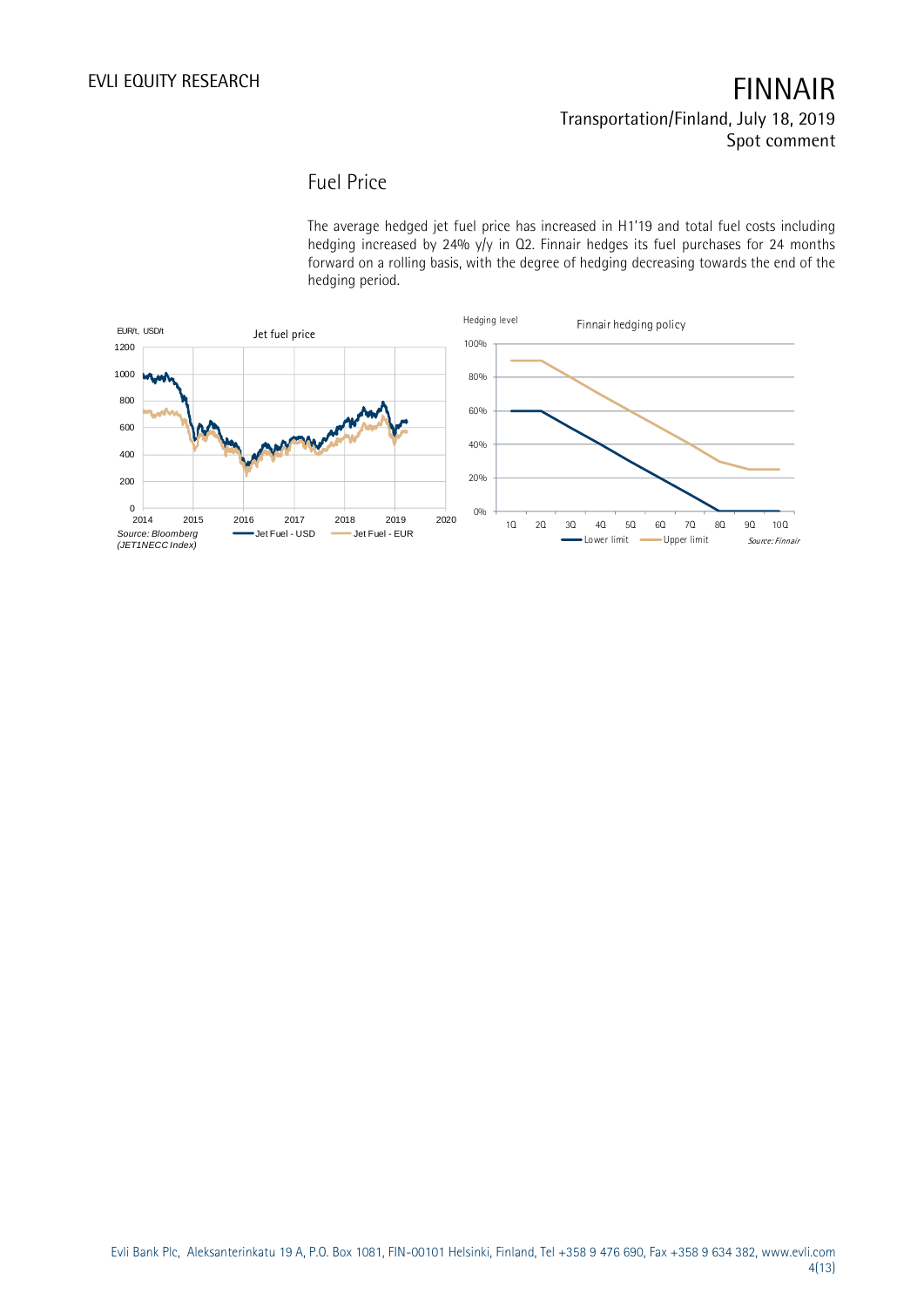## Fuel Price

The average hedged jet fuel price has increased in H1'19 and total fuel costs including hedging increased by 24% y/y in Q2. Finnair hedges its fuel purchases for 24 months forward on a rolling basis, with the degree of hedging decreasing towards the end of the hedging period.

Jet fuel price

Source: Bloomberg (JET1NECC Index)

Finnair hedging policy

Source: Finnair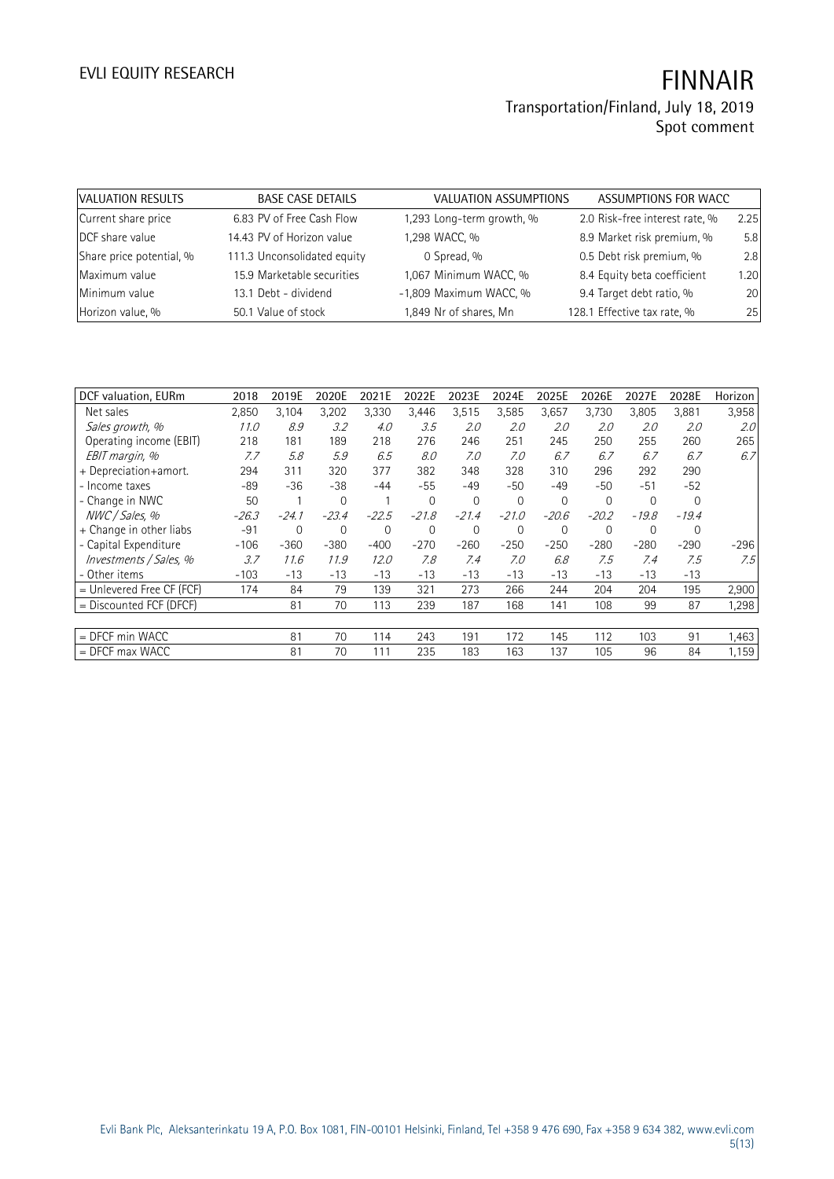| VALUATION RESULTS | BASE CASE DETAILS | VALUATION ASSUMPTIONS | ASSUMPTIONS FOR WACC | |
|---|---|---|---|---|
| Current share price | 6.83 PV of Free Cash Flow | 1,293 Long-term growth, % | 2.0 Risk-free interest rate, % | 2.25 |
| DCF share value | 14.43 PV of Horizon value | 1,298 WACC, % | 8.9 Market risk premium, % | 5.8 |
| Share price potential, % | 111.3 Unconsolidated equity | 0 Spread, % | 0.5 Debt risk premium, % | 2.8 |
| Maximum value | 15.9 Marketable securities | 1,067 Minimum WACC, % | 8.4 Equity beta coefficient | 1.20 |
| Minimum value | 13.1 Debt - dividend | -1,809 Maximum WACC, % | 9.4 Target debt ratio, % | 20 |
| Horizon value, % | 50.1 Value of stock | 1,849 Nr of shares, Mn | 128.1 Effective tax rate, % | 25 |

| DCF valuation, EURm | 2018 | 2019E | 2020E | 2021E | 2022E | 2023E | 2024E | 2025E | 2026E | 2027E | 2028E | Horizon |
|---|---|---|---|---|---|---|---|---|---|---|---|---|
| Net sales | 2,850 | 3,104 | 3,202 | 3,330 | 3,446 | 3,515 | 3,585 | 3,657 | 3,730 | 3,805 | 3,881 | 3,958 |
| *Sales growth, %* | *11.0* | *8.9* | *3.2* | *4.0* | *3.5* | *2.0* | *2.0* | *2.0* | *2.0* | *2.0* | *2.0* | *2.0* |
| Operating income (EBIT) | 218 | 181 | 189 | 218 | 276 | 246 | 251 | 245 | 250 | 255 | 260 | 265 |
| *EBIT margin, %* | *7.7* | *5.8* | *5.9* | *6.5* | *8.0* | *7.0* | *7.0* | *6.7* | *6.7* | *6.7* | *6.7* | *6.7* |
| + Depreciation+amort. | 294 | 311 | 320 | 377 | 382 | 348 | 328 | 310 | 296 | 292 | 290 | |
| - Income taxes | -89 | -36 | -38 | -44 | -55 | -49 | -50 | -49 | -50 | -51 | -52 | |
| - Change in NWC | 50 | 1 | 0 | 1 | 0 | 0 | 0 | 0 | 0 | 0 | 0 | |
| *NWC / Sales, %* | *-26.3* | *-24.1* | *-23.4* | *-22.5* | *-21.8* | *-21.4* | *-21.0* | *-20.6* | *-20.2* | *-19.8* | *-19.4* | |
| + Change in other liabs | -91 | 0 | 0 | 0 | 0 | 0 | 0 | 0 | 0 | 0 | 0 | |
| - Capital Expenditure | -106 | -360 | -380 | -400 | -270 | -260 | -250 | -250 | -280 | -280 | -290 | -296 |
| *Investments / Sales, %* | *3.7* | *11.6* | *11.9* | *12.0* | *7.8* | *7.4* | *7.0* | *6.8* | *7.5* | *7.4* | *7.5* | *7.5* |
| - Other items | -103 | -13 | -13 | -13 | -13 | -13 | -13 | -13 | -13 | -13 | -13 | |
| = Unlevered Free CF (FCF) | 174 | 84 | 79 | 139 | 321 | 273 | 266 | 244 | 204 | 204 | 195 | 2,900 |
| = Discounted FCF (DFCF) | | 81 | 70 | 113 | 239 | 187 | 168 | 141 | 108 | 99 | 87 | 1,298 |
| | | | | | | | | | | | | |
| = DFCF min WACC | | 81 | 70 | 114 | 243 | 191 | 172 | 145 | 112 | 103 | 91 | 1,463 |
| = DFCF max WACC | | 81 | 70 | 111 | 235 | 183 | 163 | 137 | 105 | 96 | 84 | 1,159 |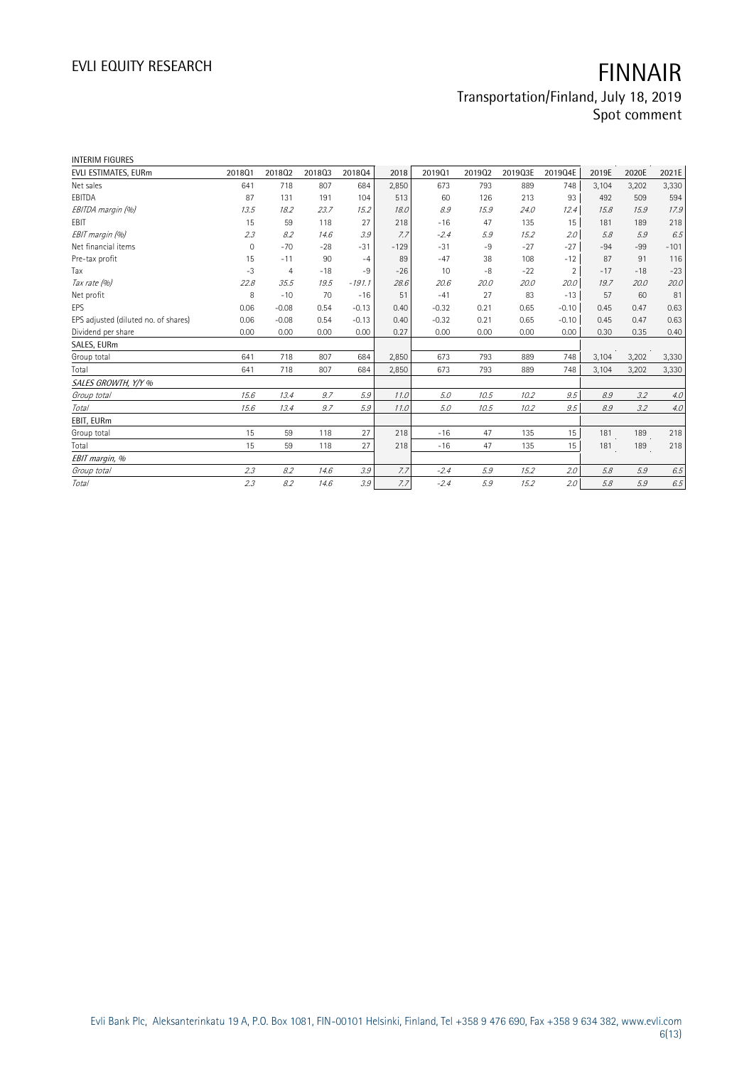INTERIM FIGURES

| EVLI ESTIMATES, EURm | 2018Q1 | 2018Q2 | 2018Q3 | 2018Q4 | 2018 | 2019Q1 | 2019Q2 | 2019Q3E | 2019Q4E | 2019E | 2020E | 2021E |
|---|---|---|---|---|---|---|---|---|---|---|---|---|
| Net sales | 641 | 718 | 807 | 684 | 2,850 | 673 | 793 | 889 | 748 | 3,104 | 3,202 | 3,330 |
| EBITDA | 87 | 131 | 191 | 104 | 513 | 60 | 126 | 213 | 93 | 492 | 509 | 594 |
| *EBITDA margin (%)* | *13.5* | *18.2* | *23.7* | *15.2* | *18.0* | *8.9* | *15.9* | *24.0* | *12.4* | *15.8* | *15.9* | *17.9* |
| EBIT | 15 | 59 | 118 | 27 | 218 | -16 | 47 | 135 | 15 | 181 | 189 | 218 |
| *EBIT margin (%)* | *2.3* | *8.2* | *14.6* | *3.9* | *7.7* | *-2.4* | *5.9* | *15.2* | *2.0* | *5.8* | *5.9* | *6.5* |
| Net financial items | 0 | -70 | -28 | -31 | -129 | -31 | -9 | -27 | -27 | -94 | -99 | -101 |
| Pre-tax profit | 15 | -11 | 90 | -4 | 89 | -47 | 38 | 108 | -12 | 87 | 91 | 116 |
| Tax | -3 | 4 | -18 | -9 | -26 | 10 | -8 | -22 | 2 | -17 | -18 | -23 |
| *Tax rate (%)* | *22.8* | *35.5* | *19.5* | *-191.1* | *28.6* | *20.6* | *20.0* | *20.0* | *20.0* | *19.7* | *20.0* | *20.0* |
| Net profit | 8 | -10 | 70 | -16 | 51 | -41 | 27 | 83 | -13 | 57 | 60 | 81 |
| EPS | 0.06 | -0.08 | 0.54 | -0.13 | 0.40 | -0.32 | 0.21 | 0.65 | -0.10 | 0.45 | 0.47 | 0.63 |
| EPS adjusted (diluted no. of shares) | 0.06 | -0.08 | 0.54 | -0.13 | 0.40 | -0.32 | 0.21 | 0.65 | -0.10 | 0.45 | 0.47 | 0.63 |
| Dividend per share | 0.00 | 0.00 | 0.00 | 0.00 | 0.27 | 0.00 | 0.00 | 0.00 | 0.00 | 0.30 | 0.35 | 0.40 |
| **SALES, EURm** | | | | | | | | | | | | |
| Group total | 641 | 718 | 807 | 684 | 2,850 | 673 | 793 | 889 | 748 | 3,104 | 3,202 | 3,330 |
| Total | 641 | 718 | 807 | 684 | 2,850 | 673 | 793 | 889 | 748 | 3,104 | 3,202 | 3,330 |
| *SALES GROWTH, Y/Y %* | | | | | | | | | | | | |
| *Group total* | *15.6* | *13.4* | *9.7* | *5.9* | *11.0* | *5.0* | *10.5* | *10.2* | *9.5* | *8.9* | *3.2* | *4.0* |
| *Total* | *15.6* | *13.4* | *9.7* | *5.9* | *11.0* | *5.0* | *10.5* | *10.2* | *9.5* | *8.9* | *3.2* | *4.0* |
| **EBIT, EURm** | | | | | | | | | | | | |
| Group total | 15 | 59 | 118 | 27 | 218 | -16 | 47 | 135 | 15 | 181 | 189 | 218 |
| Total | 15 | 59 | 118 | 27 | 218 | -16 | 47 | 135 | 15 | 181 | 189 | 218 |
| *EBIT margin, %* | | | | | | | | | | | | |
| *Group total* | *2.3* | *8.2* | *14.6* | *3.9* | *7.7* | *-2.4* | *5.9* | *15.2* | *2.0* | *5.8* | *5.9* | *6.5* |
| *Total* | *2.3* | *8.2* | *14.6* | *3.9* | *7.7* | *-2.4* | *5.9* | *15.2* | *2.0* | *5.8* | *5.9* | *6.5* |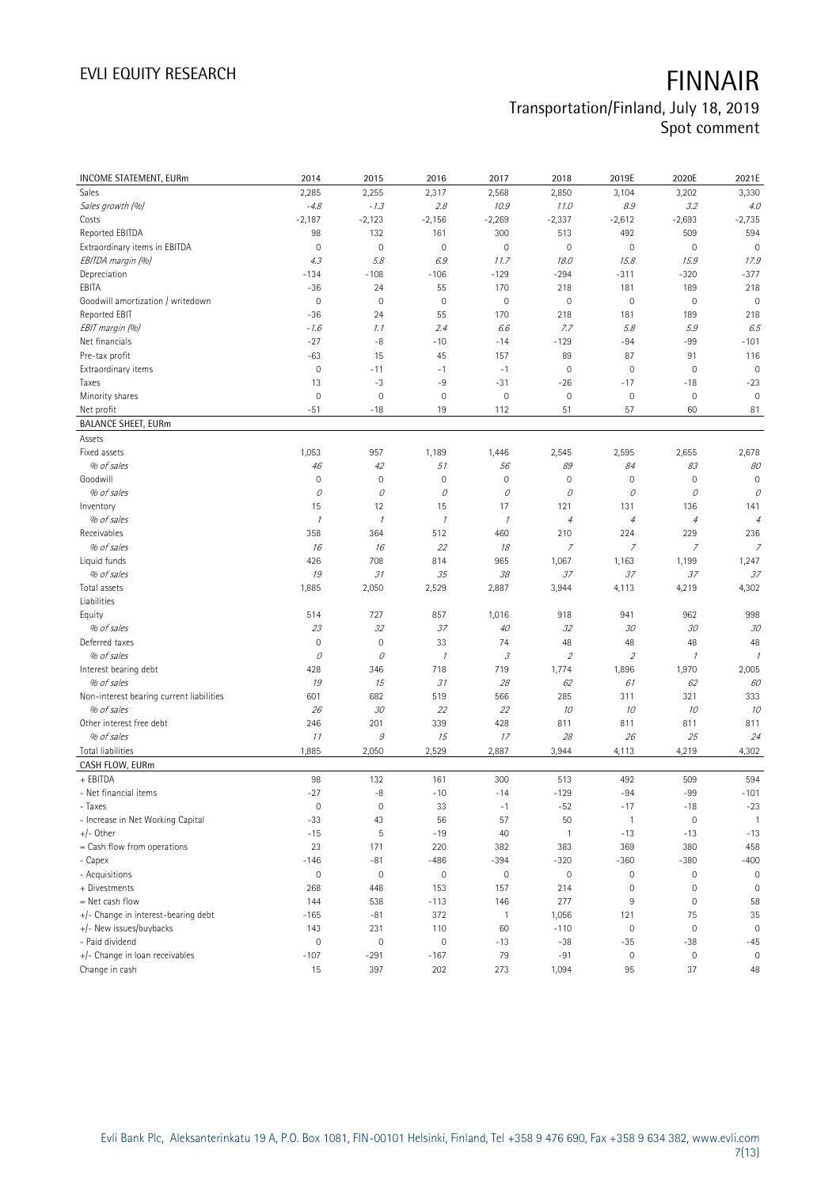| INCOME STATEMENT, EURm | 2014 | 2015 | 2016 | 2017 | 2018 | 2019E | 2020E | 2021E |
|---|---|---|---|---|---|---|---|---|
| Sales | 2,285 | 2,255 | 2,317 | 2,568 | 2,850 | 3,104 | 3,202 | 3,330 |
| *Sales growth (%)* | *-4.8* | *-1.3* | *2.8* | *10.9* | *11.0* | *8.9* | *3.2* | *4.0* |
| Costs | -2,187 | -2,123 | -2,156 | -2,269 | -2,337 | -2,612 | -2,693 | -2,735 |
| Reported EBITDA | 98 | 132 | 161 | 300 | 513 | 492 | 509 | 594 |
| Extraordinary items in EBITDA | 0 | 0 | 0 | 0 | 0 | 0 | 0 | 0 |
| *EBITDA margin (%)* | *4.3* | *5.8* | *6.9* | *11.7* | *18.0* | *15.8* | *15.9* | *17.9* |
| Depreciation | -134 | -108 | -106 | -129 | -294 | -311 | -320 | -377 |
| EBITA | -36 | 24 | 55 | 170 | 218 | 181 | 189 | 218 |
| Goodwill amortization / writedown | 0 | 0 | 0 | 0 | 0 | 0 | 0 | 0 |
| Reported EBIT | -36 | 24 | 55 | 170 | 218 | 181 | 189 | 218 |
| *EBIT margin (%)* | *-1.6* | *1.1* | *2.4* | *6.6* | *7.7* | *5.8* | *5.9* | *6.5* |
| Net financials | -27 | -8 | -10 | -14 | -129 | -94 | -99 | -101 |
| Pre-tax profit | -63 | 15 | 45 | 157 | 89 | 87 | 91 | 116 |
| Extraordinary items | 0 | -11 | -1 | -1 | 0 | 0 | 0 | 0 |
| Taxes | 13 | -3 | -9 | -31 | -26 | -17 | -18 | -23 |
| Minority shares | 0 | 0 | 0 | 0 | 0 | 0 | 0 | 0 |
| Net profit | -51 | -18 | 19 | 112 | 51 | 57 | 60 | 81 |
| **BALANCE SHEET, EURm** | | | | | | | | |
| Assets | | | | | | | | |
| Fixed assets | 1,053 | 957 | 1,189 | 1,446 | 2,545 | 2,595 | 2,655 | 2,678 |
| *% of sales* | *46* | *42* | *51* | *56* | *89* | *84* | *83* | *80* |
| Goodwill | 0 | 0 | 0 | 0 | 0 | 0 | 0 | 0 |
| *% of sales* | *0* | *0* | *0* | *0* | *0* | *0* | *0* | *0* |
| Inventory | 15 | 12 | 15 | 17 | 121 | 131 | 136 | 141 |
| *% of sales* | *1* | *1* | *1* | *1* | *4* | *4* | *4* | *4* |
| Receivables | 358 | 364 | 512 | 460 | 210 | 224 | 229 | 236 |
| *% of sales* | *16* | *16* | *22* | *18* | *7* | *7* | *7* | *7* |
| Liquid funds | 426 | 708 | 814 | 965 | 1,067 | 1,163 | 1,199 | 1,247 |
| *% of sales* | *19* | *31* | *35* | *38* | *37* | *37* | *37* | *37* |
| Total assets | 1,885 | 2,050 | 2,529 | 2,887 | 3,944 | 4,113 | 4,219 | 4,302 |
| Liabilities | | | | | | | | |
| Equity | 514 | 727 | 857 | 1,016 | 918 | 941 | 962 | 998 |
| *% of sales* | *23* | *32* | *37* | *40* | *32* | *30* | *30* | *30* |
| Deferred taxes | 0 | 0 | 33 | 74 | 48 | 48 | 48 | 48 |
| *% of sales* | *0* | *0* | *1* | *3* | *2* | *2* | *1* | *1* |
| Interest bearing debt | 428 | 346 | 718 | 719 | 1,774 | 1,896 | 1,970 | 2,005 |
| *% of sales* | *19* | *15* | *31* | *28* | *62* | *61* | *62* | *60* |
| Non-interest bearing current liabilities | 601 | 682 | 519 | 566 | 285 | 311 | 321 | 333 |
| *% of sales* | *26* | *30* | *22* | *22* | *10* | *10* | *10* | *10* |
| Other interest free debt | 246 | 201 | 339 | 428 | 811 | 811 | 811 | 811 |
| *% of sales* | *11* | *9* | *15* | *17* | *28* | *26* | *25* | *24* |
| Total liabilities | 1,885 | 2,050 | 2,529 | 2,887 | 3,944 | 4,113 | 4,219 | 4,302 |
| **CASH FLOW, EURm** | | | | | | | | |
| + EBITDA | 98 | 132 | 161 | 300 | 513 | 492 | 509 | 594 |
| - Net financial items | -27 | -8 | -10 | -14 | -129 | -94 | -99 | -101 |
| - Taxes | 0 | 0 | 33 | -1 | -52 | -17 | -18 | -23 |
| - Increase in Net Working Capital | -33 | 43 | 56 | 57 | 50 | 1 | 0 | 1 |
| +/- Other | -15 | 5 | -19 | 40 | 1 | -13 | -13 | -13 |
| = Cash flow from operations | 23 | 171 | 220 | 382 | 383 | 369 | 380 | 458 |
| - Capex | -146 | -81 | -486 | -394 | -320 | -360 | -380 | -400 |
| - Acquisitions | 0 | 0 | 0 | 0 | 0 | 0 | 0 | 0 |
| + Divestments | 268 | 448 | 153 | 157 | 214 | 0 | 0 | 0 |
| = Net cash flow | 144 | 538 | -113 | 146 | 277 | 9 | 0 | 58 |
| +/- Change in interest-bearing debt | -165 | -81 | 372 | 1 | 1,056 | 121 | 75 | 35 |
| +/- New issues/buybacks | 143 | 231 | 110 | 60 | -110 | 0 | 0 | 0 |
| - Paid dividend | 0 | 0 | 0 | -13 | -38 | -35 | -38 | -45 |
| +/- Change in loan receivables | -107 | -291 | -167 | 79 | -91 | 0 | 0 | 0 |
| Change in cash | 15 | 397 | 202 | 273 | 1,094 | 95 | 37 | 48 |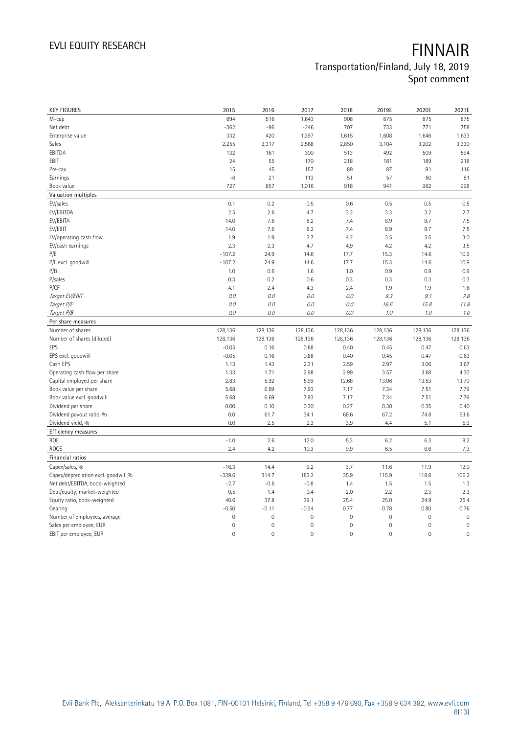| KEY FIGURES | 2015 | 2016 | 2017 | 2018 | 2019E | 2020E | 2021E |
|---|---|---|---|---|---|---|---|
| M-cap | 694 | 516 | 1,643 | 908 | 875 | 875 | 875 |
| Net debt | -362 | -96 | -246 | 707 | 733 | 771 | 758 |
| Enterprise value | 332 | 420 | 1,397 | 1,615 | 1,608 | 1,646 | 1,633 |
| Sales | 2,255 | 2,317 | 2,568 | 2,850 | 3,104 | 3,202 | 3,330 |
| EBITDA | 132 | 161 | 300 | 513 | 492 | 509 | 594 |
| EBIT | 24 | 55 | 170 | 218 | 181 | 189 | 218 |
| Pre-tax | 15 | 45 | 157 | 89 | 87 | 91 | 116 |
| Earnings | -6 | 21 | 113 | 51 | 57 | 60 | 81 |
| Book value | 727 | 857 | 1,016 | 918 | 941 | 962 | 998 |
| **Valuation multiples** | | | | | | | |
| EV/sales | 0.1 | 0.2 | 0.5 | 0.6 | 0.5 | 0.5 | 0.5 |
| EV/EBITDA | 2.5 | 2.6 | 4.7 | 3.2 | 3.3 | 3.2 | 2.7 |
| EV/EBITA | 14.0 | 7.6 | 8.2 | 7.4 | 8.9 | 8.7 | 7.5 |
| EV/EBIT | 14.0 | 7.6 | 8.2 | 7.4 | 8.9 | 8.7 | 7.5 |
| EV/operating cash flow | 1.9 | 1.9 | 3.7 | 4.2 | 3.5 | 3.5 | 3.0 |
| EV/cash earnings | 2.3 | 2.3 | 4.7 | 4.9 | 4.2 | 4.2 | 3.5 |
| P/E | -107.2 | 24.9 | 14.6 | 17.7 | 15.3 | 14.6 | 10.9 |
| P/E excl. goodwill | -107.2 | 24.9 | 14.6 | 17.7 | 15.3 | 14.6 | 10.9 |
| P/B | 1.0 | 0.6 | 1.6 | 1.0 | 0.9 | 0.9 | 0.9 |
| P/sales | 0.3 | 0.2 | 0.6 | 0.3 | 0.3 | 0.3 | 0.3 |
| P/CF | 4.1 | 2.4 | 4.3 | 2.4 | 1.9 | 1.9 | 1.6 |
| *Target EV/EBIT* | *0.0* | *0.0* | *0.0* | *0.0* | *9.3* | *9.1* | *7.8* |
| *Target P/E* | *0.0* | *0.0* | *0.0* | *0.0* | *16.6* | *15.8* | *11.8* |
| *Target P/B* | *0.0* | *0.0* | *0.0* | *0.0* | *1.0* | *1.0* | *1.0* |
| **Per share measures** | | | | | | | |
| Number of shares | 128,136 | 128,136 | 128,136 | 128,136 | 128,136 | 128,136 | 128,136 |
| Number of shares (diluted) | 128,136 | 128,136 | 128,136 | 128,136 | 128,136 | 128,136 | 128,136 |
| EPS | -0.05 | 0.16 | 0.88 | 0.40 | 0.45 | 0.47 | 0.63 |
| EPS excl. goodwill | -0.05 | 0.16 | 0.88 | 0.40 | 0.45 | 0.47 | 0.63 |
| Cash EPS | 1.13 | 1.43 | 2.31 | 2.59 | 2.97 | 3.06 | 3.67 |
| Operating cash flow per share | 1.33 | 1.71 | 2.98 | 2.99 | 3.57 | 3.68 | 4.30 |
| Capital employed per share | 2.83 | 5.92 | 5.99 | 12.68 | 13.06 | 13.53 | 13.70 |
| Book value per share | 5.68 | 6.69 | 7.93 | 7.17 | 7.34 | 7.51 | 7.79 |
| Book value excl. goodwill | 5.68 | 6.69 | 7.93 | 7.17 | 7.34 | 7.51 | 7.79 |
| Dividend per share | 0.00 | 0.10 | 0.30 | 0.27 | 0.30 | 0.35 | 0.40 |
| Dividend payout ratio, % | 0.0 | 61.7 | 34.1 | 68.6 | 67.2 | 74.8 | 63.6 |
| Dividend yield, % | 0.0 | 2.5 | 2.3 | 3.9 | 4.4 | 5.1 | 5.9 |
| **Efficiency measures** | | | | | | | |
| ROE | -1.0 | 2.6 | 12.0 | 5.3 | 6.2 | 6.3 | 8.2 |
| ROCE | 2.4 | 4.2 | 10.3 | 9.9 | 6.5 | 6.6 | 7.3 |
| **Financial ratios** | | | | | | | |
| Capex/sales, % | -16.3 | 14.4 | 9.2 | 3.7 | 11.6 | 11.9 | 12.0 |
| Capex/depreciation excl. goodwill,% | -339.6 | 314.7 | 183.2 | 35.9 | 115.9 | 118.8 | 106.2 |
| Net debt/EBITDA, book-weighted | -2.7 | -0.6 | -0.8 | 1.4 | 1.5 | 1.5 | 1.3 |
| Debt/equity, market-weighted | 0.5 | 1.4 | 0.4 | 2.0 | 2.2 | 2.3 | 2.3 |
| Equity ratio, book-weighted | 40.6 | 37.8 | 39.1 | 25.4 | 25.0 | 24.9 | 25.4 |
| Gearing | -0.50 | -0.11 | -0.24 | 0.77 | 0.78 | 0.80 | 0.76 |
| Number of employees, average | 0 | 0 | 0 | 0 | 0 | 0 | 0 |
| Sales per employee, EUR | 0 | 0 | 0 | 0 | 0 | 0 | 0 |
| EBIT per employee, EUR | 0 | 0 | 0 | 0 | 0 | 0 | 0 |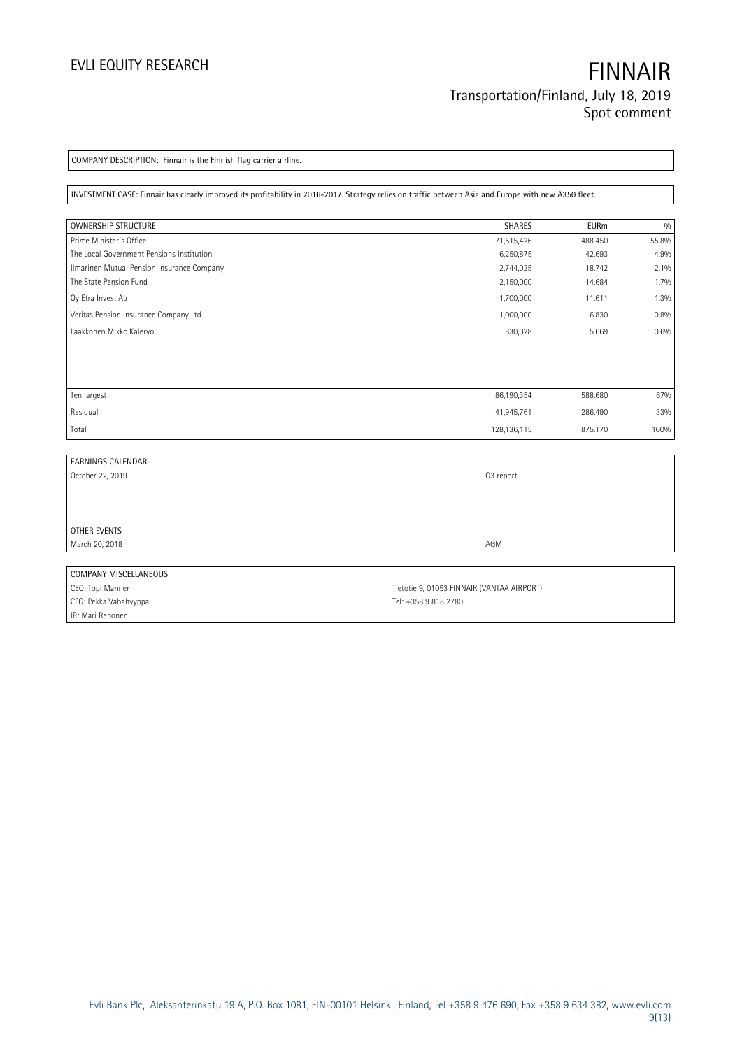COMPANY DESCRIPTION: Finnair is the Finnish flag carrier airline.

INVESTMENT CASE: Finnair has clearly improved its profitability in 2016-2017. Strategy relies on traffic between Asia and Europe with new A350 fleet.

| OWNERSHIP STRUCTURE | SHARES | EURm | % |
|---|---|---|---|
| Prime Minister´s Office | 71,515,426 | 488.450 | 55.8% |
| The Local Government Pensions Institution | 6,250,875 | 42.693 | 4.9% |
| Ilmarinen Mutual Pension Insurance Company | 2,744,025 | 18.742 | 2.1% |
| The State Pension Fund | 2,150,000 | 14.684 | 1.7% |
| Oy Etra Invest Ab | 1,700,000 | 11.611 | 1.3% |
| Veritas Pension Insurance Company Ltd. | 1,000,000 | 6.830 | 0.8% |
| Laakkonen Mikko Kalervo | 830,028 | 5.669 | 0.6% |
| Ten largest | 86,190,354 | 588.680 | 67% |
| Residual | 41,945,761 | 286.490 | 33% |
| Total | 128,136,115 | 875.170 | 100% |

| EARNINGS CALENDAR | |
|---|---|
| October 22, 2019 | Q3 report |
| **OTHER EVENTS** | |
| March 20, 2018 | AGM |

| COMPANY MISCELLANEOUS | |
|---|---|
| CEO: Topi Manner | Tietotie 9, 01053 FINNAIR (VANTAA AIRPORT) |
| CFO: Pekka Vähähyyppä | Tel: +358 9 818 2780 |
| IR: Mari Reponen | |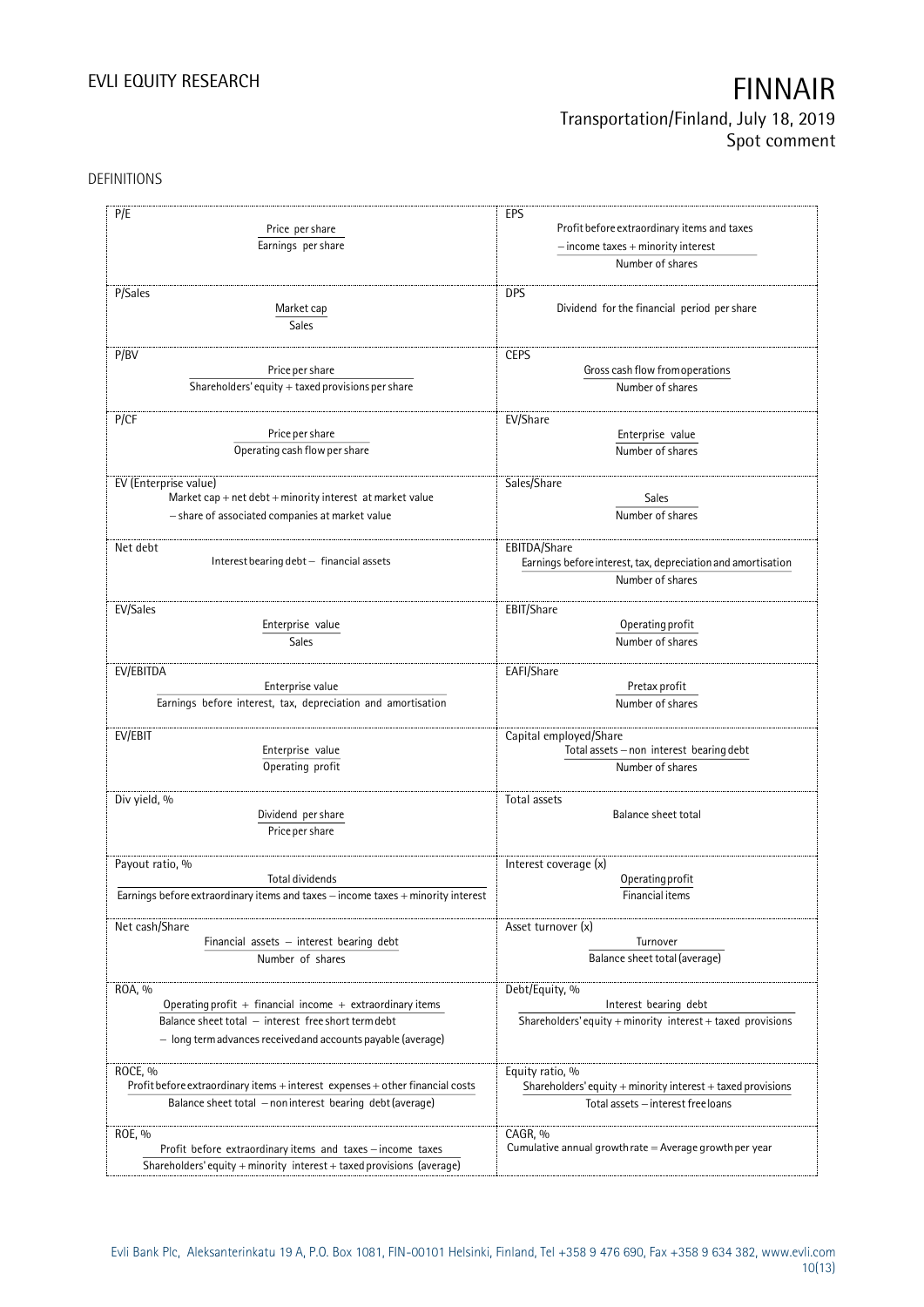DEFINITIONS

| | |
|---|---|
| **P/E**<br>$\frac{\text{Price per share}}{\text{Earnings per share}}$ | **EPS**<br>$\frac{\text{Profit before extraordinary items and taxes} - \text{income taxes} + \text{minority interest}}{\text{Number of shares}}$ |
| **P/Sales**<br>$\frac{\text{Market cap}}{\text{Sales}}$ | **DPS**<br>Dividend for the financial period per share |
| **P/BV**<br>$\frac{\text{Price per share}}{\text{Shareholders' equity + taxed provisions per share}}$ | **CEPS**<br>$\frac{\text{Gross cash flow from operations}}{\text{Number of shares}}$ |
| **P/CF**<br>$\frac{\text{Price per share}}{\text{Operating cash flow per share}}$ | **EV/Share**<br>$\frac{\text{Enterprise value}}{\text{Number of shares}}$ |
| **EV (Enterprise value)**<br>Market cap + net debt + minority interest at market value − share of associated companies at market value | **Sales/Share**<br>$\frac{\text{Sales}}{\text{Number of shares}}$ |
| **Net debt**<br>Interest bearing debt − financial assets | **EBITDA/Share**<br>$\frac{\text{Earnings before interest, tax, depreciation and amortisation}}{\text{Number of shares}}$ |
| **EV/Sales**<br>$\frac{\text{Enterprise value}}{\text{Sales}}$ | **EBIT/Share**<br>$\frac{\text{Operating profit}}{\text{Number of shares}}$ |
| **EV/EBITDA**<br>$\frac{\text{Enterprise value}}{\text{Earnings before interest, tax, depreciation and amortisation}}$ | **EAFI/Share**<br>$\frac{\text{Pretax profit}}{\text{Number of shares}}$ |
| **EV/EBIT**<br>$\frac{\text{Enterprise value}}{\text{Operating profit}}$ | **Capital employed/Share**<br>$\frac{\text{Total assets} - \text{non interest bearing debt}}{\text{Number of shares}}$ |
| **Div yield, %**<br>$\frac{\text{Dividend per share}}{\text{Price per share}}$ | **Total assets**<br>Balance sheet total |
| **Payout ratio, %**<br>$\frac{\text{Total dividends}}{\text{Earnings before extraordinary items and taxes} - \text{income taxes} + \text{minority interest}}$ | **Interest coverage (x)**<br>$\frac{\text{Operating profit}}{\text{Financial items}}$ |
| **Net cash/Share**<br>$\frac{\text{Financial assets} - \text{interest bearing debt}}{\text{Number of shares}}$ | **Asset turnover (x)**<br>$\frac{\text{Turnover}}{\text{Balance sheet total (average)}}$ |
| **ROA, %**<br>$\frac{\text{Operating profit + financial income + extraordinary items}}{\text{Balance sheet total} - \text{interest free short term debt} - \text{long term advances received and accounts payable (average)}}$ | **Debt/Equity, %**<br>$\frac{\text{Interest bearing debt}}{\text{Shareholders' equity + minority interest + taxed provisions}}$ |
| **ROCE, %**<br>$\frac{\text{Profit before extraordinary items + interest expenses + other financial costs}}{\text{Balance sheet total} - \text{non interest bearing debt (average)}}$ | **Equity ratio, %**<br>$\frac{\text{Shareholders' equity + minority interest + taxed provisions}}{\text{Total assets} - \text{interest free loans}}$ |
| **ROE, %**<br>$\frac{\text{Profit before extraordinary items and taxes} - \text{income taxes}}{\text{Shareholders' equity + minority interest + taxed provisions (average)}}$ | **CAGR, %**<br>Cumulative annual growth rate = Average growth per year |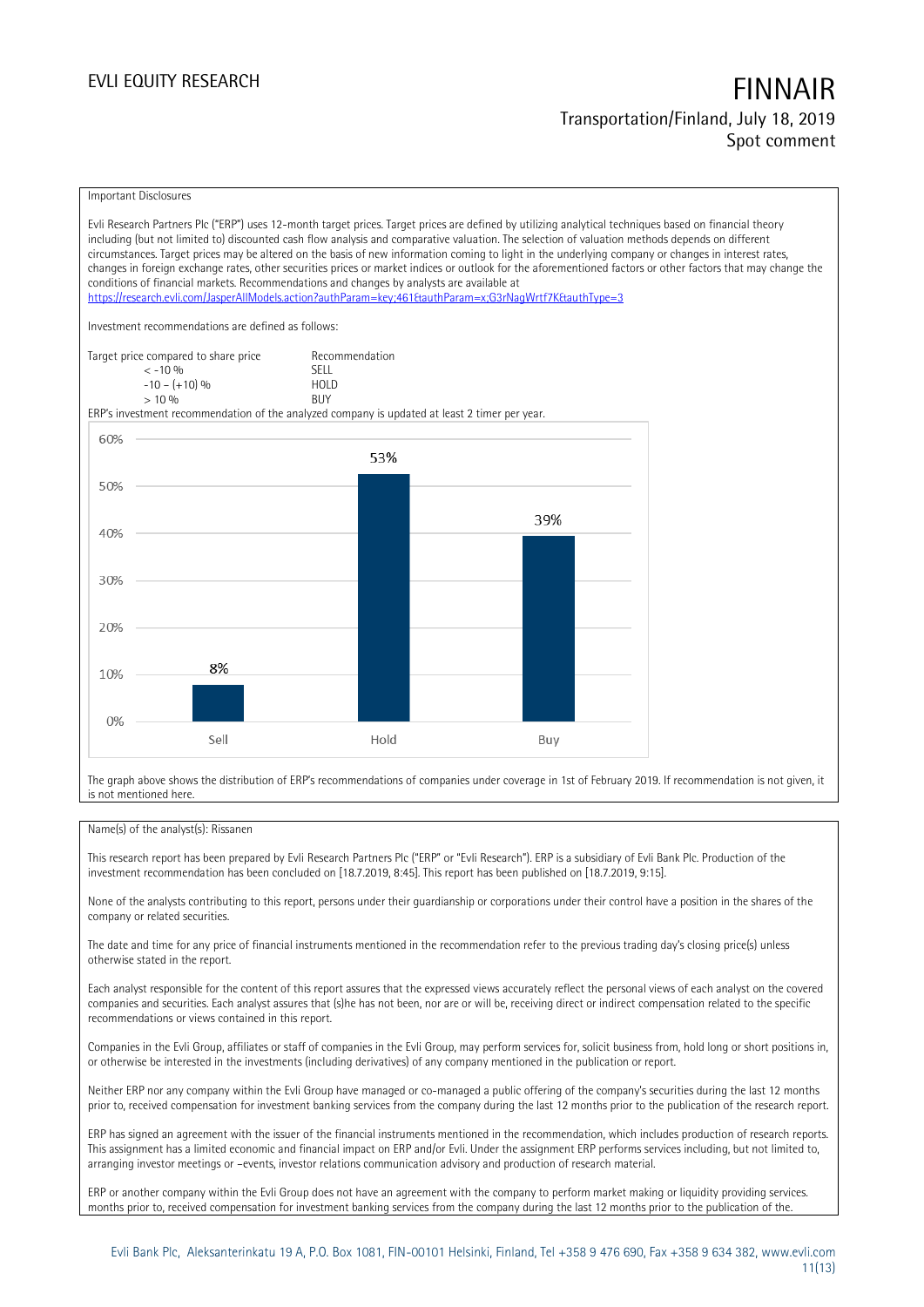Important Disclosures

Evli Research Partners Plc ("ERP") uses 12-month target prices. Target prices are defined by utilizing analytical techniques based on financial theory including (but not limited to) discounted cash flow analysis and comparative valuation. The selection of valuation methods depends on different circumstances. Target prices may be altered on the basis of new information coming to light in the underlying company or changes in interest rates, changes in foreign exchange rates, other securities prices or market indices or outlook for the aforementioned factors or other factors that may change the conditions of financial markets. Recommendations and changes by analysts are available at https://research.evli.com/JasperAllModels.action?authParam=key;461&authParam=x;G3rNagWrtf7K&authType=3

Investment recommendations are defined as follows:

| Target price compared to share price | Recommendation |
|---|---|
| < -10 % | SELL |
| -10 – (+10) % | HOLD |
| > 10 % | BUY |

ERP's investment recommendation of the analyzed company is updated at least 2 timer per year.

| | Sell | Hold | Buy |
|---|---|---|---|
| Share | 8% | 53% | 39% |

The graph above shows the distribution of ERP's recommendations of companies under coverage in 1st of February 2019. If recommendation is not given, it is not mentioned here.

Name(s) of the analyst(s): Rissanen

This research report has been prepared by Evli Research Partners Plc ("ERP" or "Evli Research"). ERP is a subsidiary of Evli Bank Plc. Production of the investment recommendation has been concluded on [18.7.2019, 8:45]. This report has been published on [18.7.2019, 9:15].

None of the analysts contributing to this report, persons under their guardianship or corporations under their control have a position in the shares of the company or related securities.

The date and time for any price of financial instruments mentioned in the recommendation refer to the previous trading day's closing price(s) unless otherwise stated in the report.

Each analyst responsible for the content of this report assures that the expressed views accurately reflect the personal views of each analyst on the covered companies and securities. Each analyst assures that (s)he has not been, nor are or will be, receiving direct or indirect compensation related to the specific recommendations or views contained in this report.

Companies in the Evli Group, affiliates or staff of companies in the Evli Group, may perform services for, solicit business from, hold long or short positions in, or otherwise be interested in the investments (including derivatives) of any company mentioned in the publication or report.

Neither ERP nor any company within the Evli Group have managed or co-managed a public offering of the company's securities during the last 12 months prior to, received compensation for investment banking services from the company during the last 12 months prior to the publication of the research report.

ERP has signed an agreement with the issuer of the financial instruments mentioned in the recommendation, which includes production of research reports. This assignment has a limited economic and financial impact on ERP and/or Evli. Under the assignment ERP performs services including, but not limited to, arranging investor meetings or –events, investor relations communication advisory and production of research material.

ERP or another company within the Evli Group does not have an agreement with the company to perform market making or liquidity providing services. months prior to, received compensation for investment banking services from the company during the last 12 months prior to the publication of the.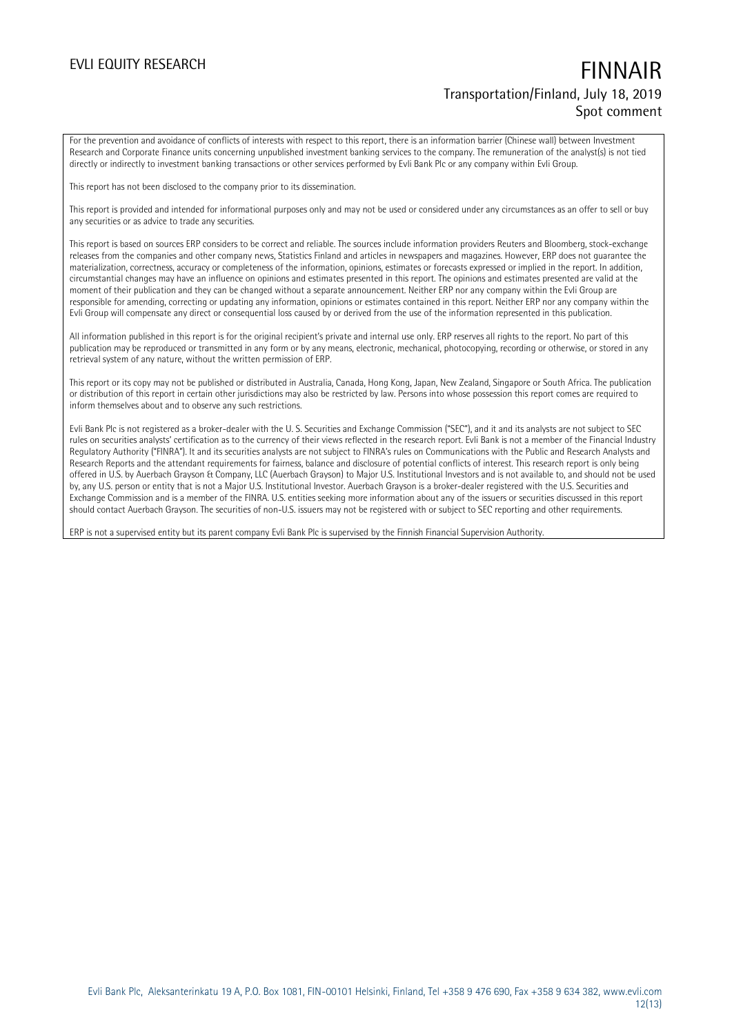For the prevention and avoidance of conflicts of interests with respect to this report, there is an information barrier (Chinese wall) between Investment Research and Corporate Finance units concerning unpublished investment banking services to the company. The remuneration of the analyst(s) is not tied directly or indirectly to investment banking transactions or other services performed by Evli Bank Plc or any company within Evli Group.

This report has not been disclosed to the company prior to its dissemination.

This report is provided and intended for informational purposes only and may not be used or considered under any circumstances as an offer to sell or buy any securities or as advice to trade any securities.

This report is based on sources ERP considers to be correct and reliable. The sources include information providers Reuters and Bloomberg, stock-exchange releases from the companies and other company news, Statistics Finland and articles in newspapers and magazines. However, ERP does not guarantee the materialization, correctness, accuracy or completeness of the information, opinions, estimates or forecasts expressed or implied in the report. In addition, circumstantial changes may have an influence on opinions and estimates presented in this report. The opinions and estimates presented are valid at the moment of their publication and they can be changed without a separate announcement. Neither ERP nor any company within the Evli Group are responsible for amending, correcting or updating any information, opinions or estimates contained in this report. Neither ERP nor any company within the Evli Group will compensate any direct or consequential loss caused by or derived from the use of the information represented in this publication.

All information published in this report is for the original recipient's private and internal use only. ERP reserves all rights to the report. No part of this publication may be reproduced or transmitted in any form or by any means, electronic, mechanical, photocopying, recording or otherwise, or stored in any retrieval system of any nature, without the written permission of ERP.

This report or its copy may not be published or distributed in Australia, Canada, Hong Kong, Japan, New Zealand, Singapore or South Africa. The publication or distribution of this report in certain other jurisdictions may also be restricted by law. Persons into whose possession this report comes are required to inform themselves about and to observe any such restrictions.

Evli Bank Plc is not registered as a broker-dealer with the U. S. Securities and Exchange Commission ("SEC"), and it and its analysts are not subject to SEC rules on securities analysts' certification as to the currency of their views reflected in the research report. Evli Bank is not a member of the Financial Industry Regulatory Authority ("FINRA"). It and its securities analysts are not subject to FINRA's rules on Communications with the Public and Research Analysts and Research Reports and the attendant requirements for fairness, balance and disclosure of potential conflicts of interest. This research report is only being offered in U.S. by Auerbach Grayson & Company, LLC (Auerbach Grayson) to Major U.S. Institutional Investors and is not available to, and should not be used by, any U.S. person or entity that is not a Major U.S. Institutional Investor. Auerbach Grayson is a broker-dealer registered with the U.S. Securities and Exchange Commission and is a member of the FINRA. U.S. entities seeking more information about any of the issuers or securities discussed in this report should contact Auerbach Grayson. The securities of non-U.S. issuers may not be registered with or subject to SEC reporting and other requirements.

ERP is not a supervised entity but its parent company Evli Bank Plc is supervised by the Finnish Financial Supervision Authority.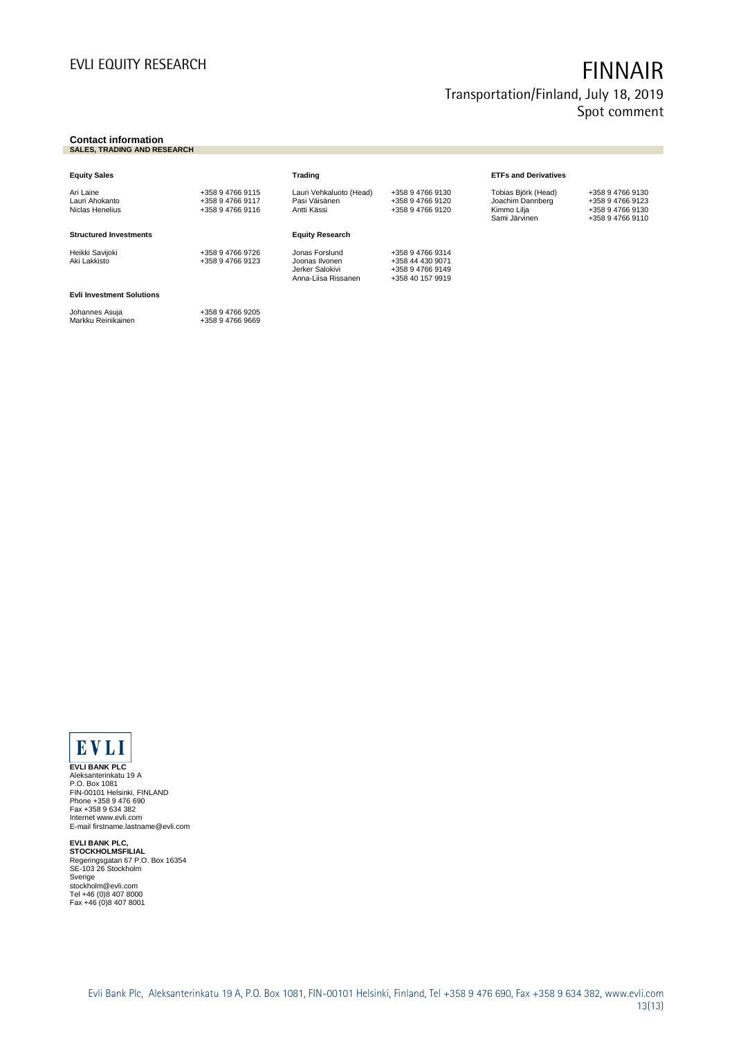## Contact information

### SALES, TRADING AND RESEARCH

**Equity Sales**

| | |
|---|---|
| Ari Laine | +358 9 4766 9115 |
| Lauri Ahokanto | +358 9 4766 9117 |
| Niclas Henelius | +358 9 4766 9116 |

**Structured Investments**

| | |
|---|---|
| Heikki Savijoki | +358 9 4766 9726 |
| Aki Lakkisto | +358 9 4766 9123 |

**Evli Investment Solutions**

| | |
|---|---|
| Johannes Asuja | +358 9 4766 9205 |
| Markku Reinikainen | +358 9 4766 9669 |

**Trading**

| | |
|---|---|
| Lauri Vehkaluoto (Head) | +358 9 4766 9130 |
| Pasi Väisänen | +358 9 4766 9120 |
| Antti Kässi | +358 9 4766 9120 |

**Equity Research**

| | |
|---|---|
| Jonas Forslund | +358 9 4766 9314 |
| Joonas Ilvonen | +358 44 430 9071 |
| Jerker Salokivi | +358 9 4766 9149 |
| Anna-Liisa Rissanen | +358 40 157 9919 |

**ETFs and Derivatives**

| | |
|---|---|
| Tobias Björk (Head) | +358 9 4766 9130 |
| Joachim Dannberg | +358 9 4766 9123 |
| Kimmo Lilja | +358 9 4766 9130 |
| Sami Järvinen | +358 9 4766 9110 |

EVLI

**EVLI BANK PLC**
Aleksanterinkatu 19 A
P.O. Box 1081
FIN-00101 Helsinki, FINLAND
Phone +358 9 476 690
Fax +358 9 634 382
Internet www.evli.com
E-mail firstname.lastname@evli.com

**EVLI BANK PLC, STOCKHOLMSFILIAL**
Regeringsgatan 67 P.O. Box 16354
SE-103 26 Stockholm
Sverige
stockholm@evli.com
Tel +46 (0)8 407 8000
Fax +46 (0)8 407 8001